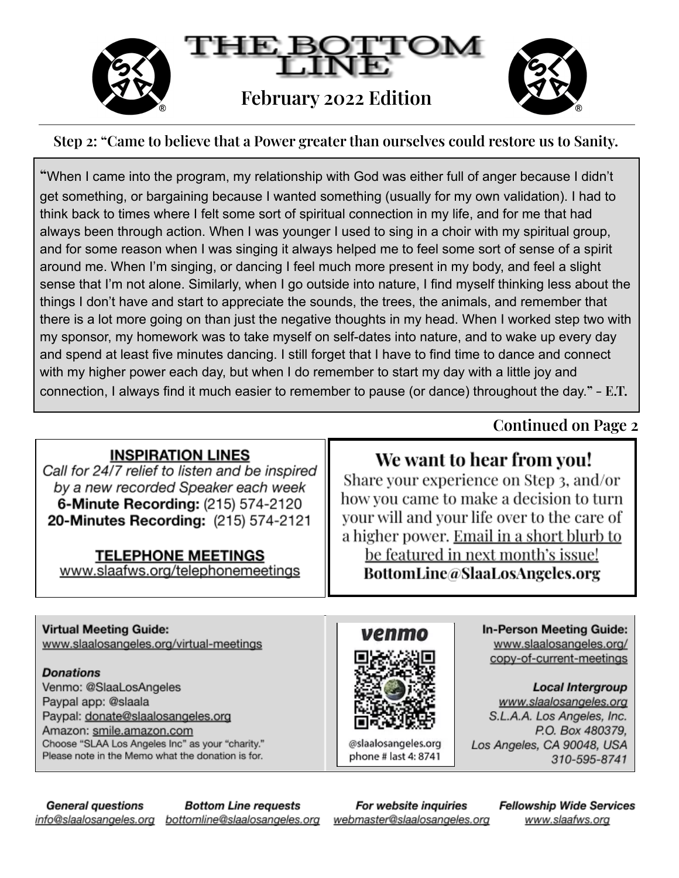# THE BOTTOM LINE

## February 2022 Edition

**Step 2: "Came to believe that a Power greater than ourselves could restore us to Sanity.**

"When I came into the program, my relationship with God was either full of anger because I didn't get something, or bargaining because I wanted something (usually for my own validation). I had to think back to times where I felt some sort of spiritual connection in my life, and for me that had always been through action. When I was younger I used to sing in a choir with my spiritual group, and for some reason when I was singing it always helped me to feel some sort of sense of a spirit around me. When I'm singing, or dancing I feel much more present in my body, and feel a slight sense that I'm not alone. Similarly, when I go outside into nature, I find myself thinking less about the things I don't have and start to appreciate the sounds, the trees, the animals, and remember that there is a lot more going on than just the negative thoughts in my head. When I worked step two with my sponsor, my homework was to take myself on self-dates into nature, and to wake up every day and spend at least five minutes dancing. I still forget that I have to find time to dance and connect with my higher power each day, but when I do remember to start my day with a little joy and connection, I always find it much easier to remember to pause (or dance) throughout the day." - **E.T.**

**Continued on Page 2**

**INSPIRATION LINES**

*Call for 24/7 relief to listen and be inspired by a new recorded Speaker each week*

**6-Minute Recording:** (215) 574-2120

**20-Minutes Recording:** (215) 574-2121

**TELEPHONE MEETINGS**

www.slaafws.org/telephonemeetings

**We want to hear from you!**

Share your experience on Step 3, and/or how you came to make a decision to turn your will and your life over to the care of a higher power. Email in a short blurb to be featured in next month's issue!

**BottomLine@SlaaLosAngeles.org**

**Virtual Meeting Guide:**
www.slaalosangeles.org/virtual-meetings

***Donations***

Venmo: @SlaaLosAngeles
Paypal app: @slaala
Paypal: donate@slaalosangeles.org
Amazon: smile.amazon.com
Choose "SLAA Los Angeles Inc" as your "charity."
Please note in the Memo what the donation is for.

venmo
@slaalosangeles.org
phone # last 4: 8741

**In-Person Meeting Guide:**
www.slaalosangeles.org/copy-of-current-meetings

***Local Intergroup***
*www.slaalosangeles.org*
*S.L.A.A. Los Angeles, Inc.*
*P.O. Box 480379,*
*Los Angeles, CA 90048, USA*
*310-595-8741*

**General questions** info@slaalosangeles.org

**Bottom Line requests** bottomline@slaalosangeles.org

**For website inquiries** webmaster@slaalosangeles.org

**Fellowship Wide Services** www.slaafws.org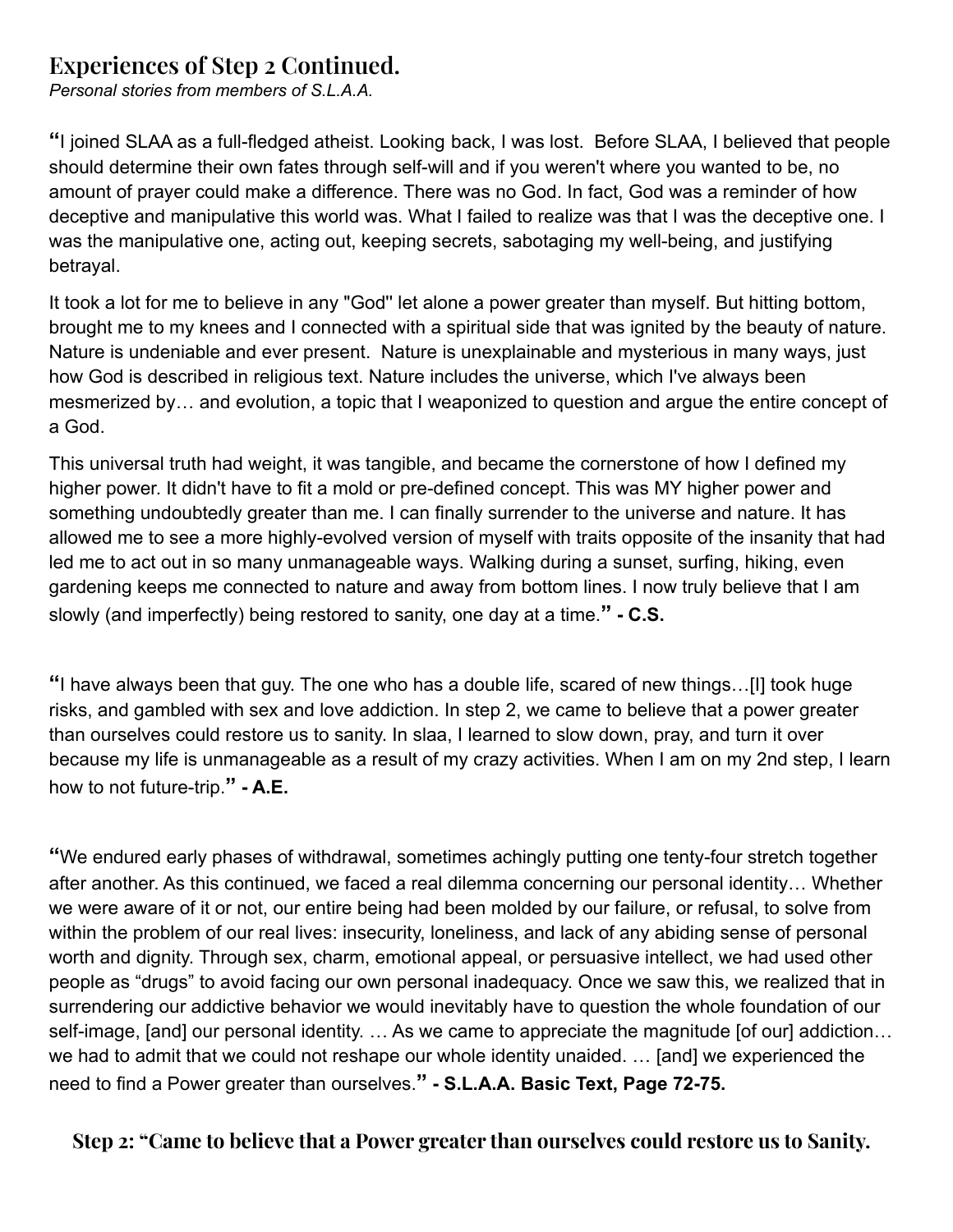## Experiences of Step 2 Continued.

*Personal stories from members of S.L.A.A.*

"I joined SLAA as a full-fledged atheist. Looking back, I was lost. Before SLAA, I believed that people should determine their own fates through self-will and if you weren't where you wanted to be, no amount of prayer could make a difference. There was no God. In fact, God was a reminder of how deceptive and manipulative this world was. What I failed to realize was that I was the deceptive one. I was the manipulative one, acting out, keeping secrets, sabotaging my well-being, and justifying betrayal.

It took a lot for me to believe in any "God" let alone a power greater than myself. But hitting bottom, brought me to my knees and I connected with a spiritual side that was ignited by the beauty of nature. Nature is undeniable and ever present. Nature is unexplainable and mysterious in many ways, just how God is described in religious text. Nature includes the universe, which I've always been mesmerized by… and evolution, a topic that I weaponized to question and argue the entire concept of a God.

This universal truth had weight, it was tangible, and became the cornerstone of how I defined my higher power. It didn't have to fit a mold or pre-defined concept. This was MY higher power and something undoubtedly greater than me. I can finally surrender to the universe and nature. It has allowed me to see a more highly-evolved version of myself with traits opposite of the insanity that had led me to act out in so many unmanageable ways. Walking during a sunset, surfing, hiking, even gardening keeps me connected to nature and away from bottom lines. I now truly believe that I am slowly (and imperfectly) being restored to sanity, one day at a time." **- C.S.**

"I have always been that guy. The one who has a double life, scared of new things…[I] took huge risks, and gambled with sex and love addiction. In step 2, we came to believe that a power greater than ourselves could restore us to sanity. In slaa, I learned to slow down, pray, and turn it over because my life is unmanageable as a result of my crazy activities. When I am on my 2nd step, I learn how to not future-trip." **- A.E.**

"We endured early phases of withdrawal, sometimes achingly putting one tenty-four stretch together after another. As this continued, we faced a real dilemma concerning our personal identity… Whether we were aware of it or not, our entire being had been molded by our failure, or refusal, to solve from within the problem of our real lives: insecurity, loneliness, and lack of any abiding sense of personal worth and dignity. Through sex, charm, emotional appeal, or persuasive intellect, we had used other people as "drugs" to avoid facing our own personal inadequacy. Once we saw this, we realized that in surrendering our addictive behavior we would inevitably have to question the whole foundation of our self-image, [and] our personal identity. … As we came to appreciate the magnitude [of our] addiction… we had to admit that we could not reshape our whole identity unaided. … [and] we experienced the need to find a Power greater than ourselves." **- S.L.A.A. Basic Text, Page 72-75.**

**Step 2: "Came to believe that a Power greater than ourselves could restore us to Sanity.**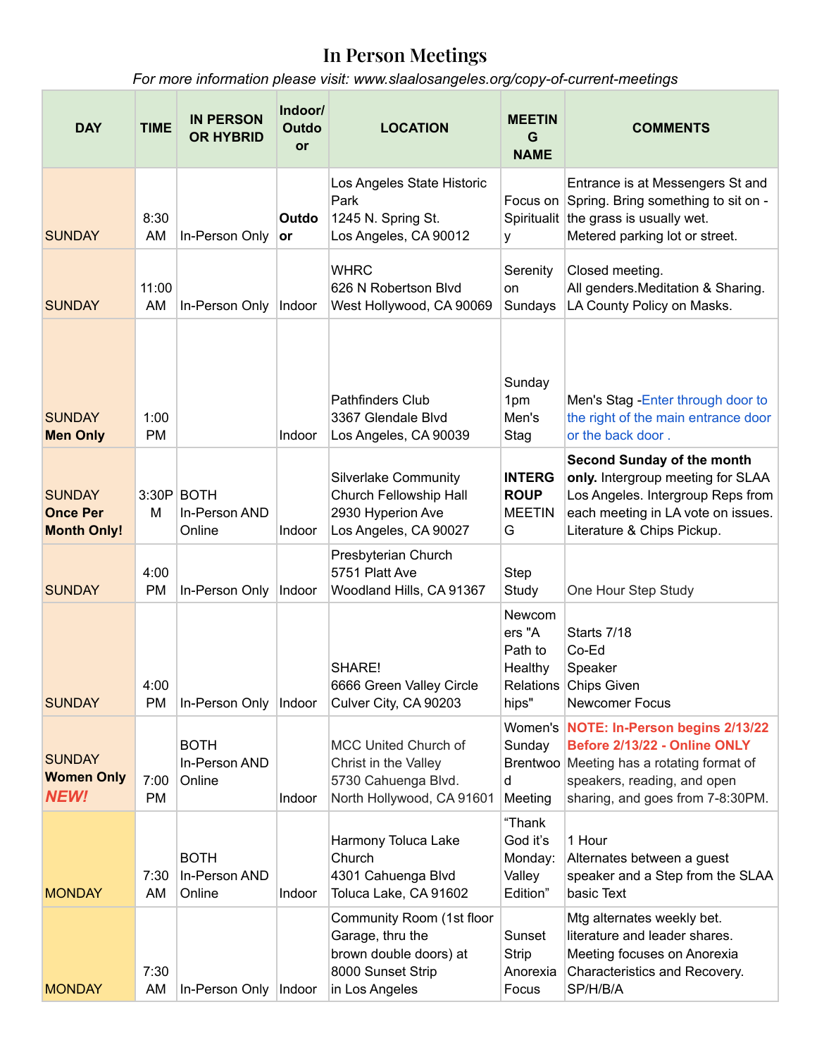# In Person Meetings

*For more information please visit: www.slaalosangeles.org/copy-of-current-meetings*

| DAY | TIME | IN PERSON OR HYBRID | Indoor/ Outdoor | LOCATION | MEETING NAME | COMMENTS |
|---|---|---|---|---|---|---|
| SUNDAY | 8:30 AM | In-Person Only | **Outdoor** | Los Angeles State Historic Park<br>1245 N. Spring St.<br>Los Angeles, CA 90012 | Focus on Spirituality | Entrance is at Messengers St and Spring. Bring something to sit on - the grass is usually wet.<br>Metered parking lot or street. |
| SUNDAY | 11:00 AM | In-Person Only | Indoor | WHRC<br>626 N Robertson Blvd<br>West Hollywood, CA 90069 | Serenity on Sundays | Closed meeting.<br>All genders.Meditation & Sharing.<br>LA County Policy on Masks. |
| SUNDAY<br>**Men Only** | 1:00 PM | | Indoor | Pathfinders Club<br>3367 Glendale Blvd<br>Los Angeles, CA 90039 | Sunday 1pm Men's Stag | Men's Stag -Enter through door to the right of the main entrance door or the back door . |
| SUNDAY<br>**Once Per Month Only!** | 3:30PM | BOTH<br>In-Person AND Online | Indoor | Silverlake Community Church Fellowship Hall<br>2930 Hyperion Ave<br>Los Angeles, CA 90027 | **INTERGROUP MEETING** | **Second Sunday of the month only.** Intergroup meeting for SLAA Los Angeles. Intergroup Reps from each meeting in LA vote on issues. Literature & Chips Pickup. |
| SUNDAY | 4:00 PM | In-Person Only | Indoor | Presbyterian Church<br>5751 Platt Ave<br>Woodland Hills, CA 91367 | Step Study | One Hour Step Study |
| SUNDAY | 4:00 PM | In-Person Only | Indoor | SHARE!<br>6666 Green Valley Circle<br>Culver City, CA 90203 | Newcomers "A Path to Healthy Relationships" | Starts 7/18<br>Co-Ed<br>Speaker<br>Chips Given<br>Newcomer Focus |
| SUNDAY<br>**Women Only**<br>***NEW!*** | 7:00 PM | BOTH<br>In-Person AND Online | Indoor | MCC United Church of Christ in the Valley<br>5730 Cahuenga Blvd.<br>North Hollywood, CA 91601 | Women's Sunday Brentwood Meeting | **NOTE: In-Person begins 2/13/22**<br>**Before 2/13/22 - Online ONLY**<br>Meeting has a rotating format of speakers, reading, and open sharing, and goes from 7-8:30PM. |
| MONDAY | 7:30 AM | BOTH<br>In-Person AND Online | Indoor | Harmony Toluca Lake Church<br>4301 Cahuenga Blvd<br>Toluca Lake, CA 91602 | "Thank God it's Monday: Valley Edition" | 1 Hour<br>Alternates between a guest speaker and a Step from the SLAA basic Text |
| MONDAY | 7:30 AM | In-Person Only | Indoor | Community Room (1st floor Garage, thru the brown double doors) at 8000 Sunset Strip in Los Angeles | Sunset Strip Anorexia Focus | Mtg alternates weekly bet. literature and leader shares.<br>Meeting focuses on Anorexia Characteristics and Recovery.<br>SP/H/B/A |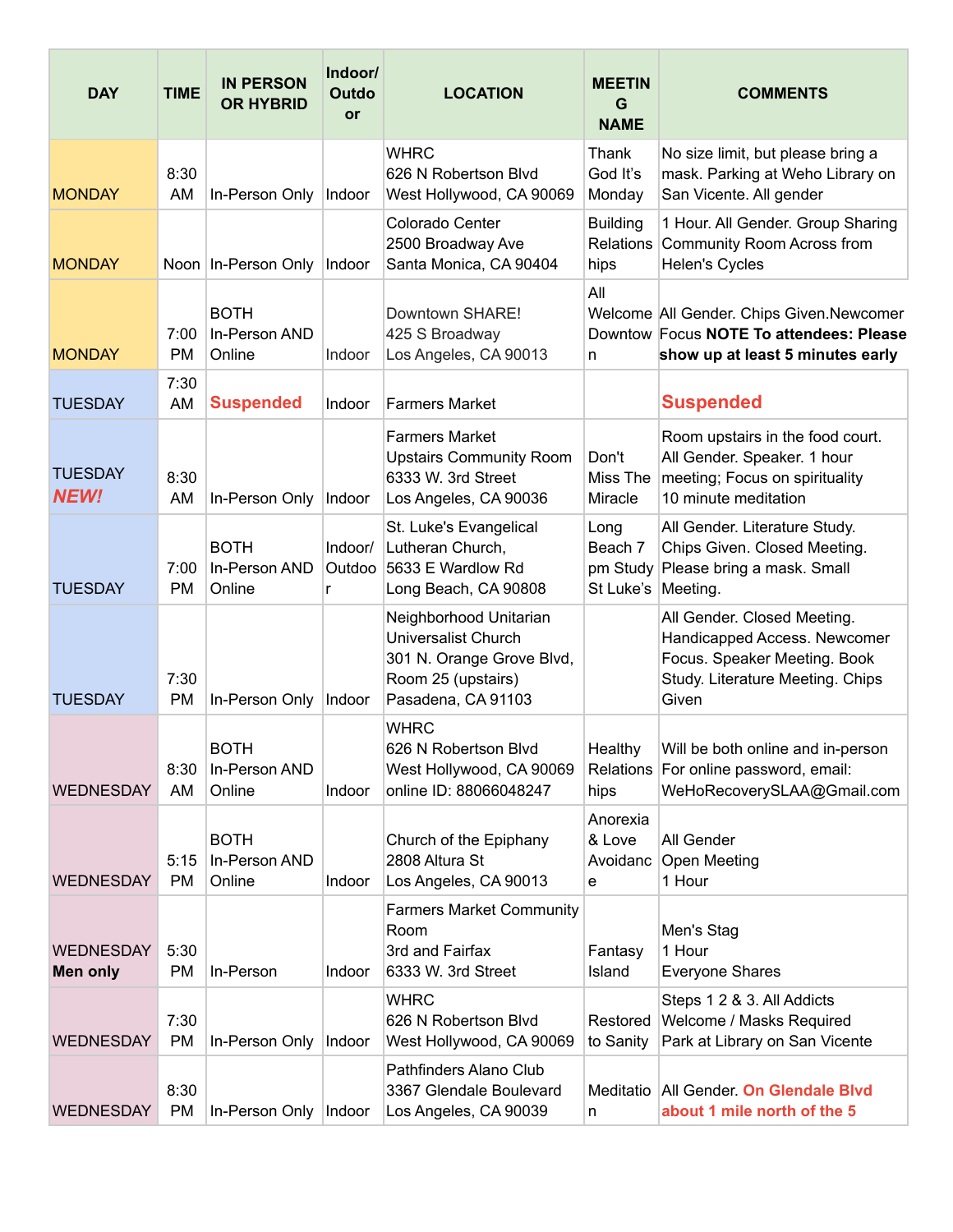| DAY | TIME | IN PERSON OR HYBRID | Indoor/ Outdoor | LOCATION | MEETING NAME | COMMENTS |
|---|---|---|---|---|---|---|
| MONDAY | 8:30 AM | In-Person Only | Indoor | WHRC 626 N Robertson Blvd West Hollywood, CA 90069 | Thank God It's Monday | No size limit, but please bring a mask. Parking at Weho Library on San Vicente. All gender |
| MONDAY | Noon | In-Person Only | Indoor | Colorado Center 2500 Broadway Ave Santa Monica, CA 90404 | Building Relationships | 1 Hour. All Gender. Group Sharing Community Room Across from Helen's Cycles |
| MONDAY | 7:00 PM | BOTH In-Person AND Online | Indoor | Downtown SHARE! 425 S Broadway Los Angeles, CA 90013 | All Welcome Downtown | All Gender. Chips Given.Newcomer Focus **NOTE To attendees: Please show up at least 5 minutes early** |
| TUESDAY | 7:30 AM | **Suspended** | Indoor | Farmers Market | | **Suspended** |
| TUESDAY ***NEW!*** | 8:30 AM | In-Person Only | Indoor | Farmers Market Upstairs Community Room 6333 W. 3rd Street Los Angeles, CA 90036 | Don't Miss The Miracle | Room upstairs in the food court. All Gender. Speaker. 1 hour meeting; Focus on spirituality 10 minute meditation |
| TUESDAY | 7:00 PM | BOTH In-Person AND Online | Indoor/ Outdoor | St. Luke's Evangelical Lutheran Church, 5633 E Wardlow Rd Long Beach, CA 90808 | Long Beach 7 pm Study St Luke's | All Gender. Literature Study. Chips Given. Closed Meeting. Please bring a mask. Small Meeting. |
| TUESDAY | 7:30 PM | In-Person Only | Indoor | Neighborhood Unitarian Universalist Church 301 N. Orange Grove Blvd, Room 25 (upstairs) Pasadena, CA 91103 | | All Gender. Closed Meeting. Handicapped Access. Newcomer Focus. Speaker Meeting. Book Study. Literature Meeting. Chips Given |
| WEDNESDAY | 8:30 AM | BOTH In-Person AND Online | Indoor | WHRC 626 N Robertson Blvd West Hollywood, CA 90069 online ID: 88066048247 | Healthy Relationships | Will be both online and in-person For online password, email: WeHoRecoverySLAA@Gmail.com |
| WEDNESDAY | 5:15 PM | BOTH In-Person AND Online | Indoor | Church of the Epiphany 2808 Altura St Los Angeles, CA 90013 | Anorexia & Love Avoidance | All Gender Open Meeting 1 Hour |
| WEDNESDAY **Men only** | 5:30 PM | In-Person | Indoor | Farmers Market Community Room 3rd and Fairfax 6333 W. 3rd Street | Fantasy Island | Men's Stag 1 Hour Everyone Shares |
| WEDNESDAY | 7:30 PM | In-Person Only | Indoor | WHRC 626 N Robertson Blvd West Hollywood, CA 90069 | Restored to Sanity | Steps 1 2 & 3. All Addicts Welcome / Masks Required Park at Library on San Vicente |
| WEDNESDAY | 8:30 PM | In-Person Only | Indoor | Pathfinders Alano Club 3367 Glendale Boulevard Los Angeles, CA 90039 | Meditation | All Gender. **On Glendale Blvd about 1 mile north of the 5** |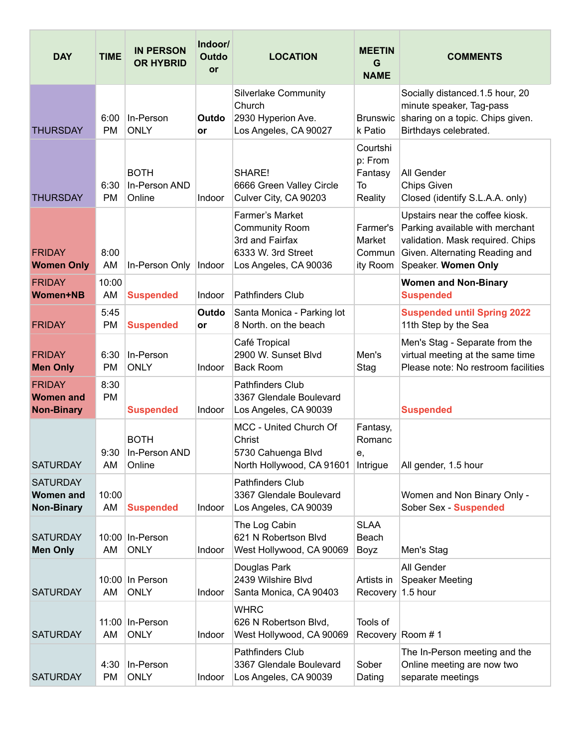| DAY | TIME | IN PERSON OR HYBRID | Indoor/ Outdoor | LOCATION | MEETING NAME | COMMENTS |
|---|---|---|---|---|---|---|
| THURSDAY | 6:00 PM | In-Person ONLY | **Outdoor** | Silverlake Community Church<br>2930 Hyperion Ave.<br>Los Angeles, CA 90027 | Brunswick Patio | Socially distanced.1.5 hour, 20 minute speaker, Tag-pass sharing on a topic. Chips given. Birthdays celebrated. |
| THURSDAY | 6:30 PM | BOTH In-Person AND Online | Indoor | SHARE!<br>6666 Green Valley Circle<br>Culver City, CA 90203 | Courtship: From Fantasy To Reality | All Gender<br>Chips Given<br>Closed (identify S.L.A.A. only) |
| FRIDAY **Women Only** | 8:00 AM | In-Person Only | Indoor | Farmer's Market Community Room<br>3rd and Fairfax<br>6333 W. 3rd Street<br>Los Angeles, CA 90036 | Farmer's Market Community Room | Upstairs near the coffee kiosk. Parking available with merchant validation. Mask required. Chips Given. Alternating Reading and Speaker. **Women Only** |
| FRIDAY **Women+NB** | 10:00 AM | **Suspended** | Indoor | Pathfinders Club | | **Women and Non-Binary**<br>**Suspended** |
| FRIDAY | 5:45 PM | **Suspended** | **Outdoor** | Santa Monica - Parking lot 8 North. on the beach | | **Suspended until Spring 2022**<br>11th Step by the Sea |
| FRIDAY **Men Only** | 6:30 PM | In-Person ONLY | Indoor | Café Tropical<br>2900 W. Sunset Blvd<br>Back Room | Men's Stag | Men's Stag - Separate from the virtual meeting at the same time<br>Please note: No restroom facilities |
| FRIDAY **Women and Non-Binary** | 8:30 PM | **Suspended** | Indoor | Pathfinders Club<br>3367 Glendale Boulevard<br>Los Angeles, CA 90039 | | **Suspended** |
| SATURDAY | 9:30 AM | BOTH In-Person AND Online | | MCC - United Church Of Christ<br>5730 Cahuenga Blvd<br>North Hollywood, CA 91601 | Fantasy, Romance, Intrigue | All gender, 1.5 hour |
| SATURDAY **Women and Non-Binary** | 10:00 AM | **Suspended** | Indoor | Pathfinders Club<br>3367 Glendale Boulevard<br>Los Angeles, CA 90039 | | Women and Non Binary Only - Sober Sex - **Suspended** |
| SATURDAY **Men Only** | 10:00 AM | In-Person ONLY | Indoor | The Log Cabin<br>621 N Robertson Blvd<br>West Hollywood, CA 90069 | SLAA Beach Boyz | Men's Stag |
| SATURDAY | 10:00 AM | In Person ONLY | Indoor | Douglas Park<br>2439 Wilshire Blvd<br>Santa Monica, CA 90403 | Artists in Recovery | All Gender<br>Speaker Meeting<br>1.5 hour |
| SATURDAY | 11:00 AM | In-Person ONLY | Indoor | WHRC<br>626 N Robertson Blvd,<br>West Hollywood, CA 90069 | Tools of Recovery | Room # 1 |
| SATURDAY | 4:30 PM | In-Person ONLY | Indoor | Pathfinders Club<br>3367 Glendale Boulevard<br>Los Angeles, CA 90039 | Sober Dating | The In-Person meeting and the Online meeting are now two separate meetings |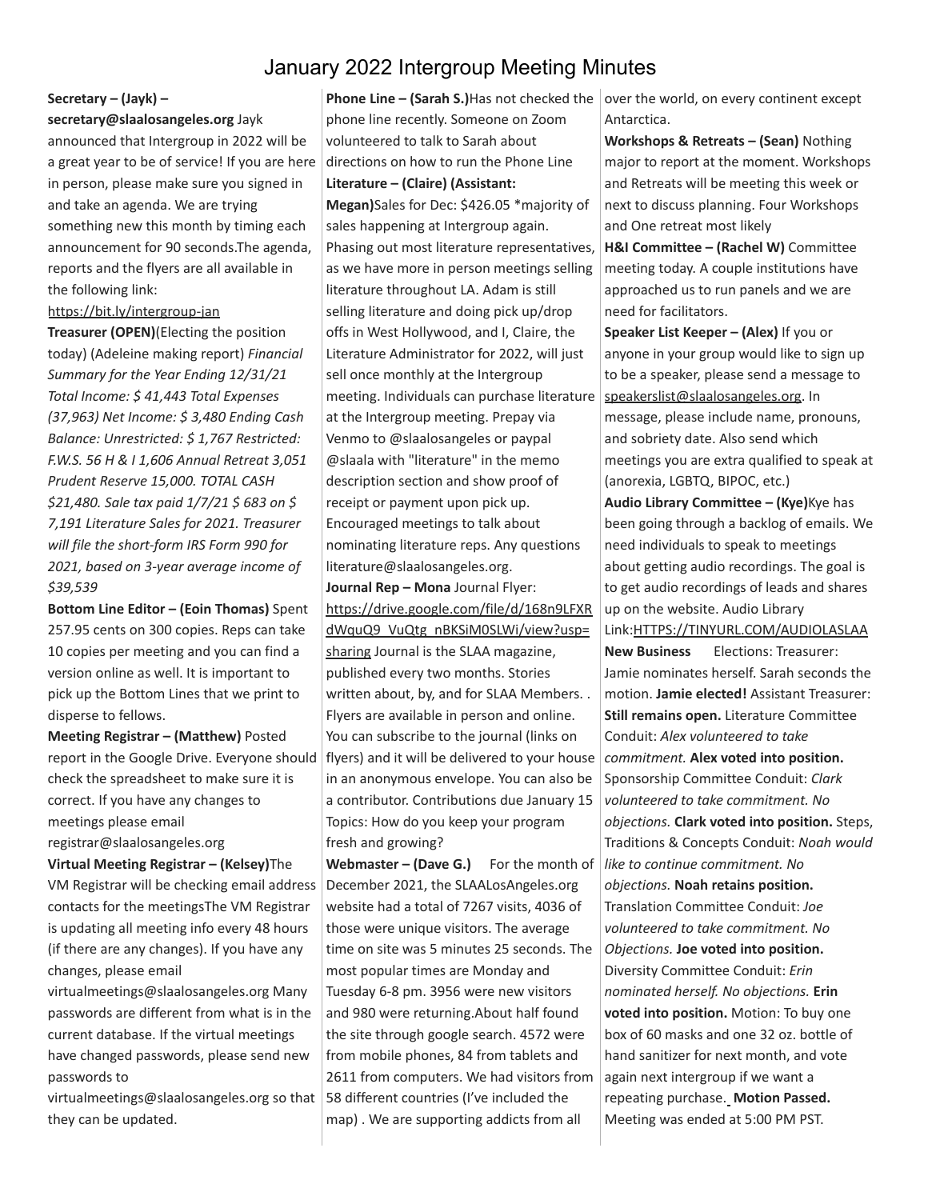# January 2022 Intergroup Meeting Minutes

**Secretary – (Jayk) – secretary@slaalosangeles.org** Jayk announced that Intergroup in 2022 will be a great year to be of service! If you are here in person, please make sure you signed in and take an agenda. We are trying something new this month by timing each announcement for 90 seconds.The agenda, reports and the flyers are all available in the following link: https://bit.ly/intergroup-jan

**Treasurer (OPEN)**(Electing the position today) (Adeleine making report) *Financial Summary for the Year Ending 12/31/21 Total Income: $ 41,443 Total Expenses (37,963) Net Income: $ 3,480 Ending Cash Balance: Unrestricted: $ 1,767 Restricted: F.W.S. 56 H & I 1,606 Annual Retreat 3,051 Prudent Reserve 15,000. TOTAL CASH $21,480. Sale tax paid 1/7/21 $ 683 on $ 7,191 Literature Sales for 2021. Treasurer will file the short-form IRS Form 990 for 2021, based on 3-year average income of $39,539*

**Bottom Line Editor – (Eoin Thomas)** Spent 257.95 cents on 300 copies. Reps can take 10 copies per meeting and you can find a version online as well. It is important to pick up the Bottom Lines that we print to disperse to fellows.

**Meeting Registrar – (Matthew)** Posted report in the Google Drive. Everyone should check the spreadsheet to make sure it is correct. If you have any changes to meetings please email registrar@slaalosangeles.org

**Virtual Meeting Registrar – (Kelsey)**The VM Registrar will be checking email address contacts for the meetingsThe VM Registrar is updating all meeting info every 48 hours (if there are any changes). If you have any changes, please email virtualmeetings@slaalosangeles.org Many passwords are different from what is in the current database. If the virtual meetings have changed passwords, please send new passwords to virtualmeetings@slaalosangeles.org so that they can be updated.

**Phone Line – (Sarah S.)**Has not checked the phone line recently. Someone on Zoom volunteered to talk to Sarah about directions on how to run the Phone Line

**Literature – (Claire) (Assistant: Megan)**Sales for Dec: $426.05 *majority of sales happening at Intergroup again. Phasing out most literature representatives, as we have more in person meetings selling literature throughout LA. Adam is still selling literature and doing pick up/drop offs in West Hollywood, and I, Claire, the Literature Administrator for 2022, will just sell once monthly at the Intergroup meeting. Individuals can purchase literature at the Intergroup meeting. Prepay via Venmo to @slaalosangeles or paypal @slaala with "literature" in the memo description section and show proof of receipt or payment upon pick up. Encouraged meetings to talk about nominating literature reps. Any questions literature@slaalosangeles.org.

**Journal Rep – Mona** Journal Flyer: https://drive.google.com/file/d/168n9LFXRdWquQ9_VuQtg_nBKSiM0SLWi/view?usp=sharing Journal is the SLAA magazine, published every two months. Stories written about, by, and for SLAA Members. . Flyers are available in person and online. You can subscribe to the journal (links on flyers) and it will be delivered to your house in an anonymous envelope. You can also be a contributor. Contributions due January 15 Topics: How do you keep your program fresh and growing?

**Webmaster – (Dave G.)** For the month of December 2021, the SLAALosAngeles.org website had a total of 7267 visits, 4036 of those were unique visitors. The average time on site was 5 minutes 25 seconds. The most popular times are Monday and Tuesday 6-8 pm. 3956 were new visitors and 980 were returning.About half found the site through google search. 4572 were from mobile phones, 84 from tablets and 2611 from computers. We had visitors from 58 different countries (I've included the map) . We are supporting addicts from all over the world, on every continent except Antarctica.

**Workshops & Retreats – (Sean)** Nothing major to report at the moment. Workshops and Retreats will be meeting this week or next to discuss planning. Four Workshops and One retreat most likely

**H&I Committee – (Rachel W)** Committee meeting today. A couple institutions have approached us to run panels and we are need for facilitators.

**Speaker List Keeper – (Alex)** If you or anyone in your group would like to sign up to be a speaker, please send a message to speakerslist@slaalosangeles.org. In message, please include name, pronouns, and sobriety date. Also send which meetings you are extra qualified to speak at (anorexia, LGBTQ, BIPOC, etc.)

**Audio Library Committee – (Kye)**Kye has been going through a backlog of emails. We need individuals to speak to meetings about getting audio recordings. The goal is to get audio recordings of leads and shares up on the website. Audio Library Link:HTTPS://TINYURL.COM/AUDIOLASLAA

**New Business** Elections: Treasurer: Jamie nominates herself. Sarah seconds the motion. **Jamie elected!** Assistant Treasurer: **Still remains open.** Literature Committee Conduit: *Alex volunteered to take commitment.* **Alex voted into position.** Sponsorship Committee Conduit: *Clark volunteered to take commitment. No objections.* **Clark voted into position.** Steps, Traditions & Concepts Conduit: *Noah would like to continue commitment. No objections.* **Noah retains position.** Translation Committee Conduit: *Joe volunteered to take commitment. No Objections.* **Joe voted into position.** Diversity Committee Conduit: *Erin nominated herself. No objections.* **Erin voted into position.** Motion: To buy one box of 60 masks and one 32 oz. bottle of hand sanitizer for next month, and vote again next intergroup if we want a repeating purchase. **Motion Passed.** Meeting was ended at 5:00 PM PST.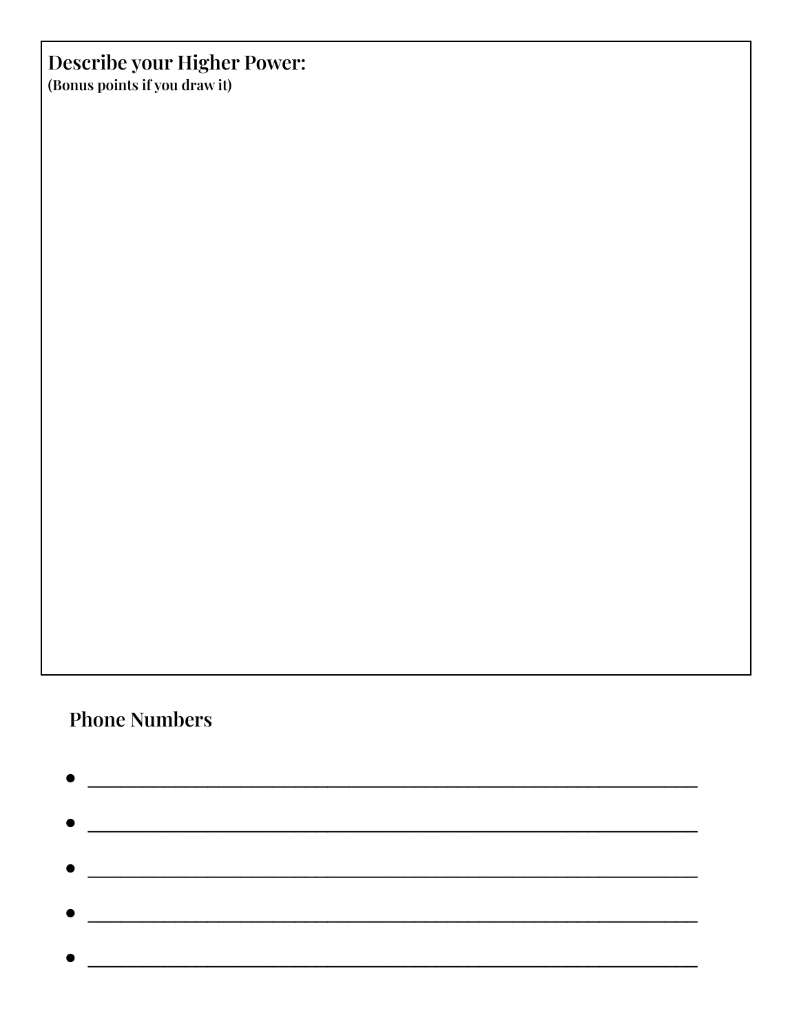**Describe your Higher Power:**
**(Bonus points if you draw it)**

## Phone Numbers

- ______________________________________________________
- ______________________________________________________
- ______________________________________________________
- ______________________________________________________
- ______________________________________________________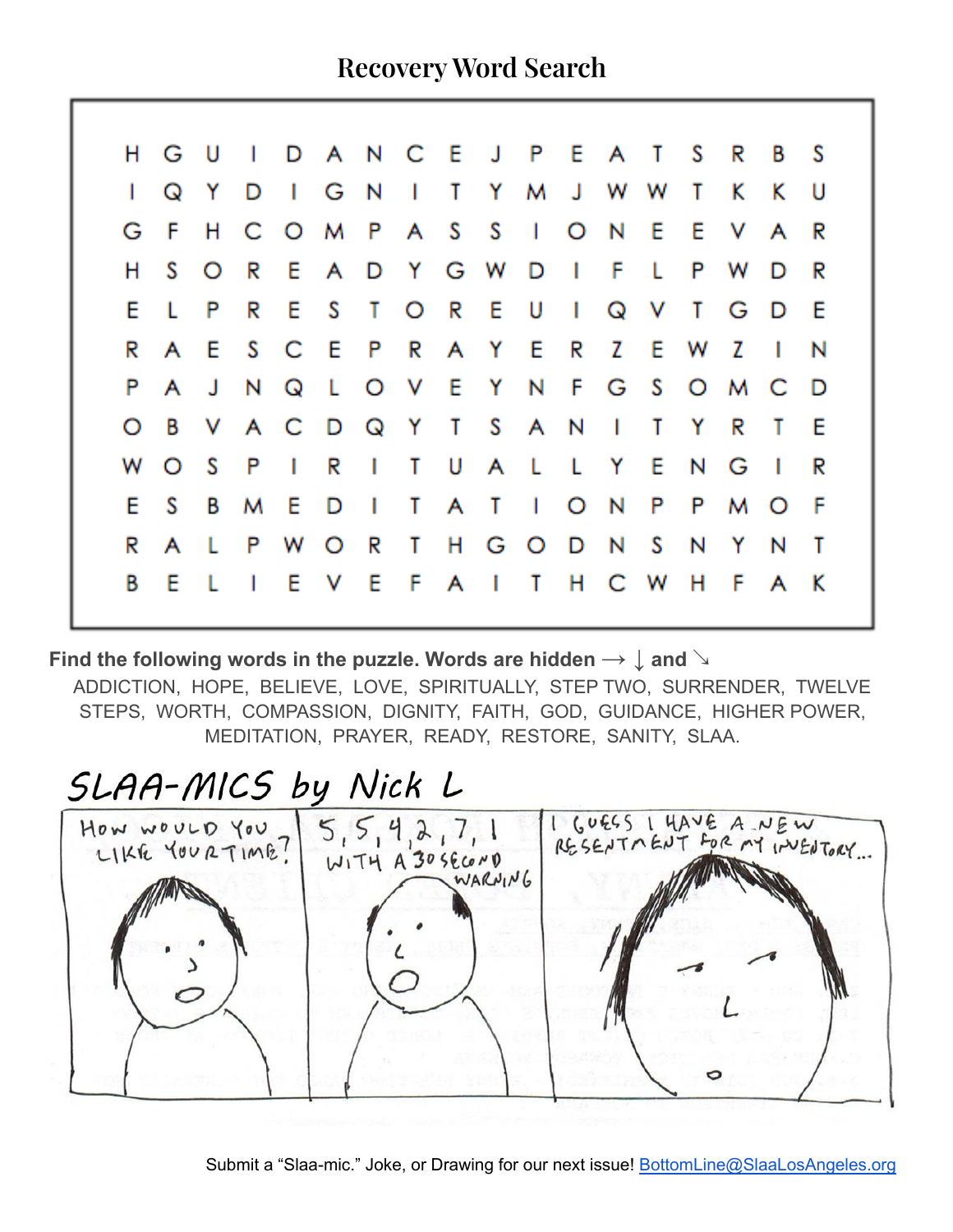## Recovery Word Search

| | | | | | | | | | | | | | | | | | |
|---|---|---|---|---|---|---|---|---|---|---|---|---|---|---|---|---|---|
| H | G | U | I | D | A | N | C | E | J | P | E | A | T | S | R | B | S |
| I | Q | Y | D | I | G | N | I | T | Y | M | J | W | W | T | K | K | U |
| G | F | H | C | O | M | P | A | S | S | I | O | N | E | E | V | A | R |
| H | S | O | R | E | A | D | Y | G | W | D | I | F | L | P | W | D | R |
| E | L | P | R | E | S | T | O | R | E | U | I | Q | V | T | G | D | E |
| R | A | E | S | C | E | P | R | A | Y | E | R | Z | E | W | Z | I | N |
| P | A | J | N | Q | L | O | V | E | Y | N | F | G | S | O | M | C | D |
| O | B | V | A | C | D | Q | Y | T | S | A | N | I | T | Y | R | T | E |
| W | O | S | P | I | R | I | T | U | A | L | L | Y | E | N | G | I | R |
| E | S | B | M | E | D | I | T | A | T | I | O | N | P | P | M | O | F |
| R | A | L | P | W | O | R | T | H | G | O | D | N | S | N | Y | N | T |
| B | E | L | I | E | V | E | F | A | I | T | H | C | W | H | F | A | K |

**Find the following words in the puzzle. Words are hidden → ↓ and ↘**

ADDICTION, HOPE, BELIEVE, LOVE, SPIRITUALLY, STEP TWO, SURRENDER, TWELVE STEPS, WORTH, COMPASSION, DIGNITY, FAITH, GOD, GUIDANCE, HIGHER POWER, MEDITATION, PRAYER, READY, RESTORE, SANITY, SLAA.

## SLAA-MICS by Nick L

HOW WOULD YOU LIKE YOUR TIME?

5, 5, 4, 2, 7, 1 WITH A 30 SECOND WARNING

I GUESS I HAVE A NEW RESENTMENT FOR MY INVENTORY...

Submit a "Slaa-mic." Joke, or Drawing for our next issue! BottomLine@SlaaLosAngeles.org